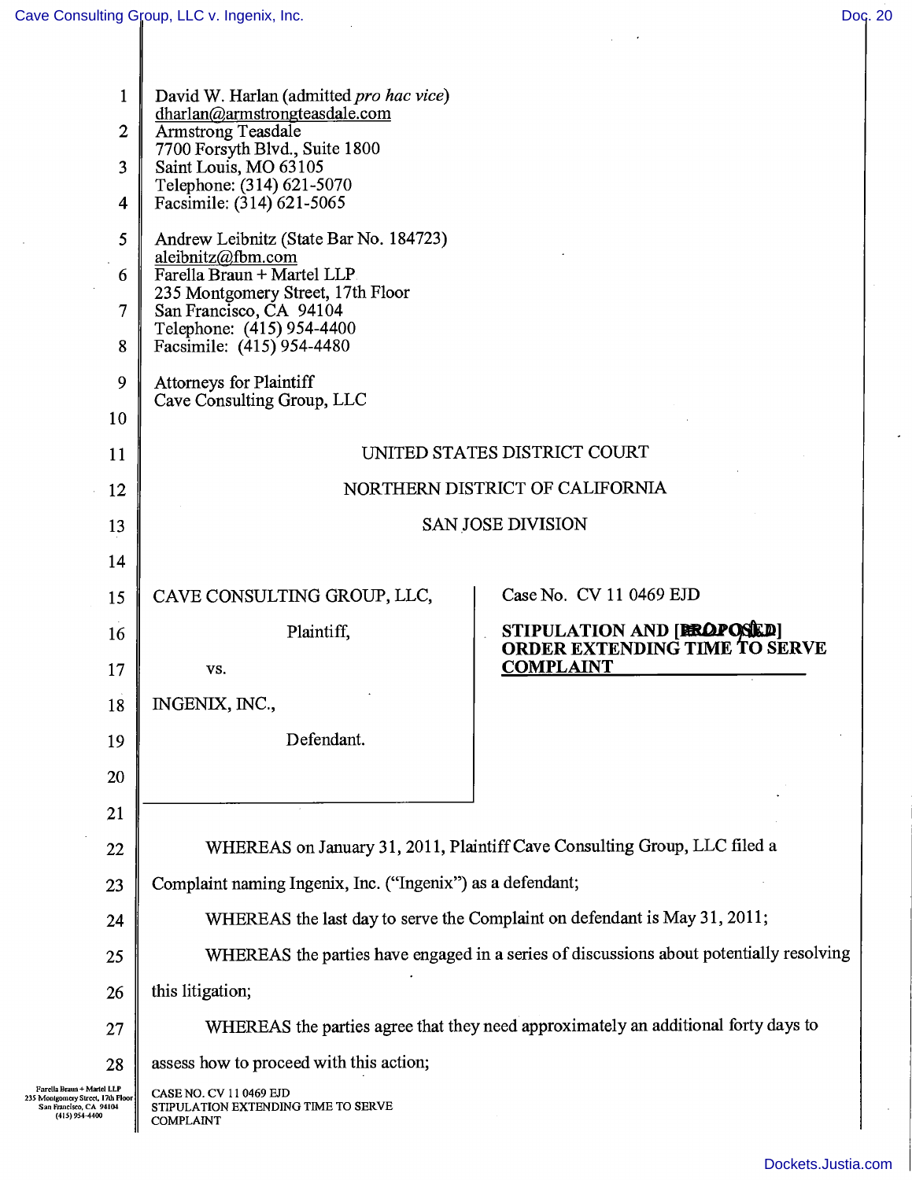David W. Harlan (admitted *pro hac vice*)
dharlan@armstrongteasdale.com
Armstrong Teasdale
7700 Forsyth Blvd., Suite 1800
Saint Louis, MO 63105
Telephone: (314) 621-5070
Facsimile: (314) 621-5065

Andrew Leibnitz (State Bar No. 184723)
aleibnitz@fbm.com
Farella Braun + Martel LLP
235 Montgomery Street, 17th Floor
San Francisco, CA 94104
Telephone: (415) 954-4400
Facsimile: (415) 954-4480

Attorneys for Plaintiff
Cave Consulting Group, LLC

UNITED STATES DISTRICT COURT

NORTHERN DISTRICT OF CALIFORNIA

SAN JOSE DIVISION

| | |
|---|---|
| CAVE CONSULTING GROUP, LLC,<br><br>Plaintiff,<br><br>vs.<br><br>INGENIX, INC.,<br><br>Defendant. | Case No. CV 11 0469 EJD<br><br>**STIPULATION AND [PROPOSED] ORDER EXTENDING TIME TO SERVE COMPLAINT** |

WHEREAS on January 31, 2011, Plaintiff Cave Consulting Group, LLC filed a Complaint naming Ingenix, Inc. ("Ingenix") as a defendant;

WHEREAS the last day to serve the Complaint on defendant is May 31, 2011;

WHEREAS the parties have engaged in a series of discussions about potentially resolving this litigation;

WHEREAS the parties agree that they need approximately an additional forty days to assess how to proceed with this action;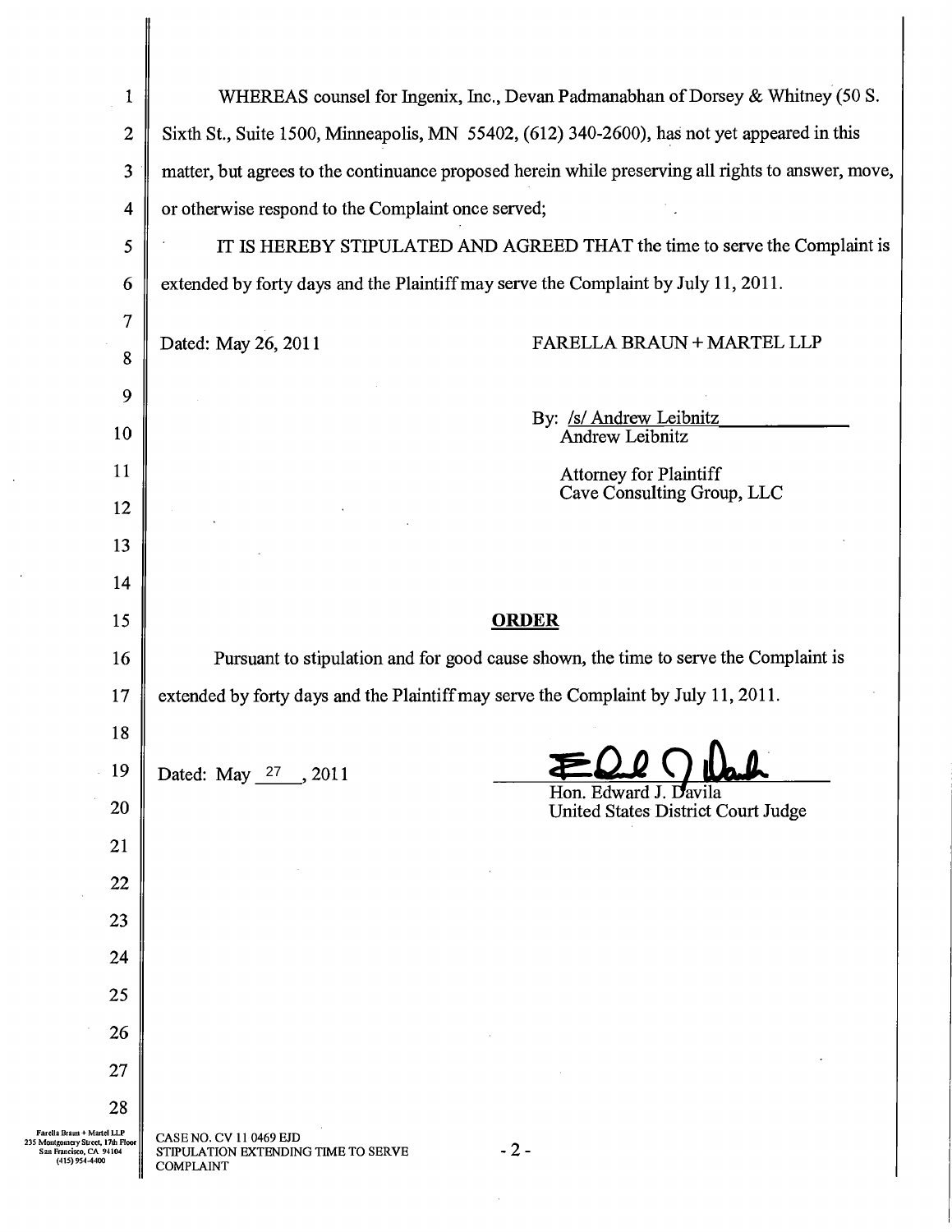WHEREAS counsel for Ingenix, Inc., Devan Padmanabhan of Dorsey & Whitney (50 S. Sixth St., Suite 1500, Minneapolis, MN 55402, (612) 340-2600), has not yet appeared in this matter, but agrees to the continuance proposed herein while preserving all rights to answer, move, or otherwise respond to the Complaint once served;

IT IS HEREBY STIPULATED AND AGREED THAT the time to serve the Complaint is extended by forty days and the Plaintiff may serve the Complaint by July 11, 2011.

Dated: May 26, 2011

FARELLA BRAUN + MARTEL LLP

By: /s/ Andrew Leibnitz
Andrew Leibnitz

Attorney for Plaintiff
Cave Consulting Group, LLC

## ORDER

Pursuant to stipulation and for good cause shown, the time to serve the Complaint is extended by forty days and the Plaintiff may serve the Complaint by July 11, 2011.

Dated: May 27, 2011

Hon. Edward J. Davila
United States District Court Judge

Farella Braun + Martel LLP
235 Montgomery Street, 17th Floor
San Francisco, CA 94104
(415) 954-4400

CASE NO. CV 11 0469 EJD
STIPULATION EXTENDING TIME TO SERVE COMPLAINT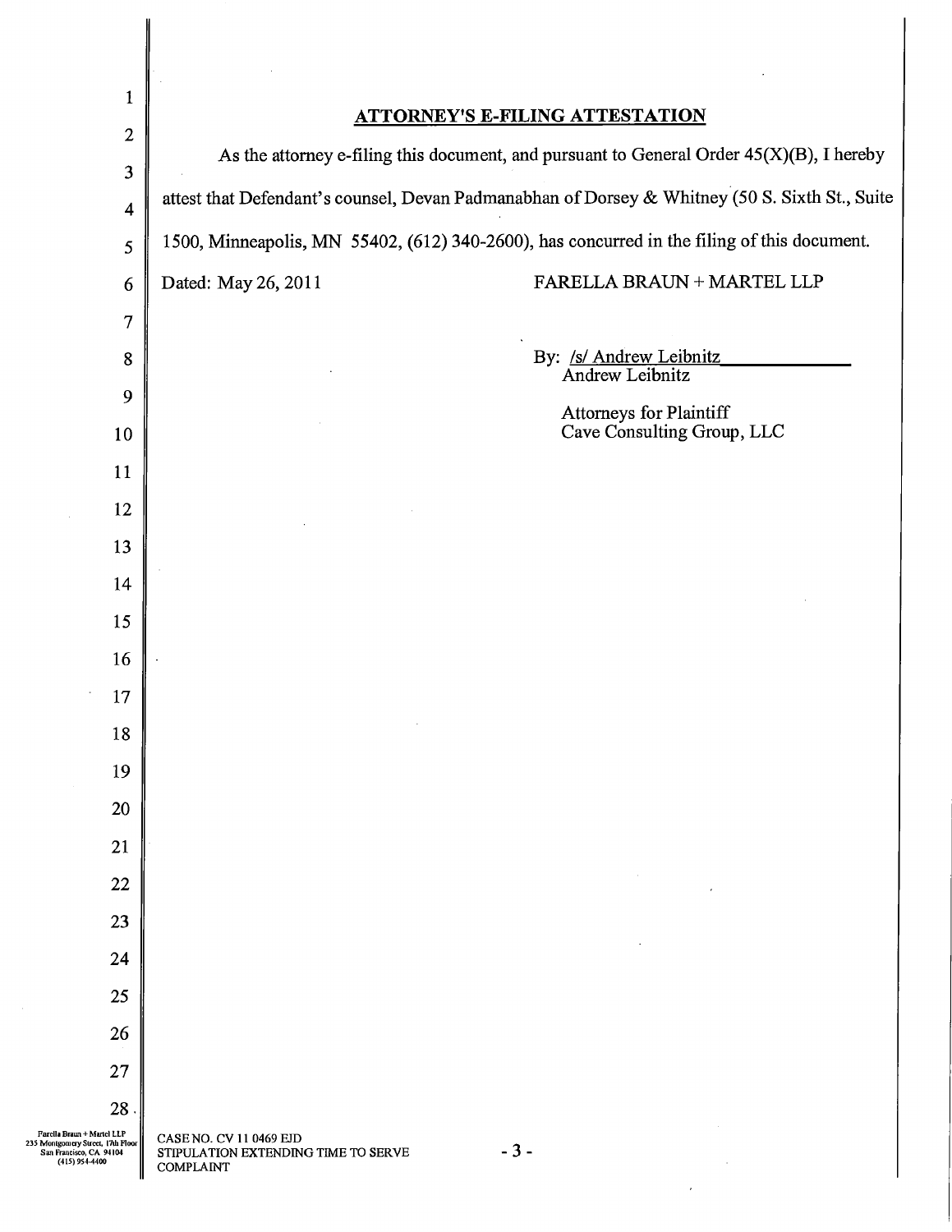**ATTORNEY'S E-FILING ATTESTATION**

As the attorney e-filing this document, and pursuant to General Order 45(X)(B), I hereby attest that Defendant's counsel, Devan Padmanabhan of Dorsey & Whitney (50 S. Sixth St., Suite 1500, Minneapolis, MN 55402, (612) 340-2600), has concurred in the filing of this document.

Dated: May 26, 2011

FARELLA BRAUN + MARTEL LLP

By: /s/ Andrew Leibnitz
Andrew Leibnitz

Attorneys for Plaintiff
Cave Consulting Group, LLC

Farella Braun + Martel LLP
235 Montgomery Street, 17th Floor
San Francisco, CA 94104
(415) 954-4400

CASE NO. CV 11 0469 EJD
STIPULATION EXTENDING TIME TO SERVE COMPLAINT